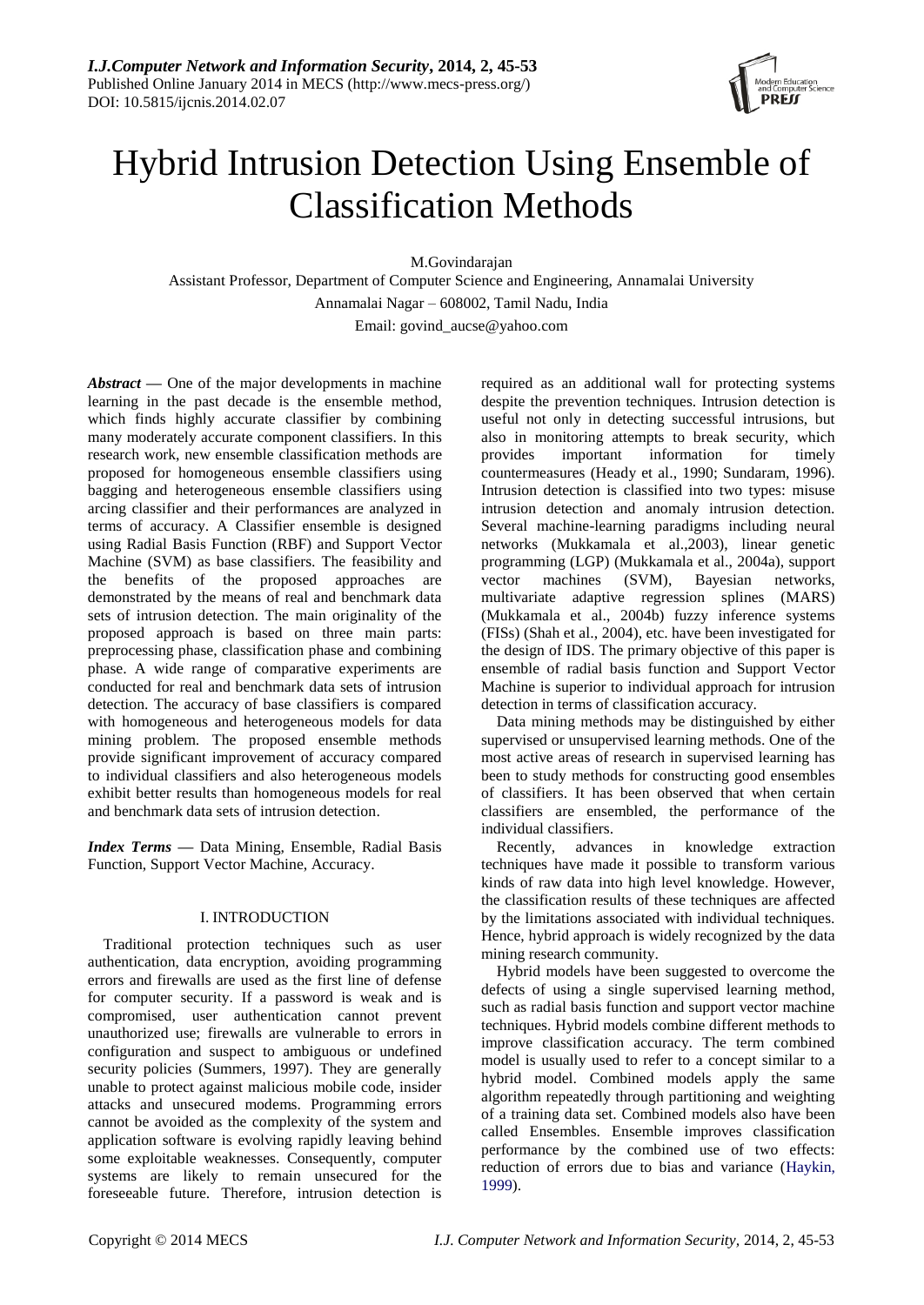# Hybrid Intrusion Detection Using Ensemble of Classification Methods

M.Govindarajan

Assistant Professor, Department of Computer Science and Engineering, Annamalai University

Annamalai Nagar – 608002, Tamil Nadu, India

Email: govind_aucse@yahoo.com

***Abstract*** **—** One of the major developments in machine learning in the past decade is the ensemble method, which finds highly accurate classifier by combining many moderately accurate component classifiers. In this research work, new ensemble classification methods are proposed for homogeneous ensemble classifiers using bagging and heterogeneous ensemble classifiers using arcing classifier and their performances are analyzed in terms of accuracy. A Classifier ensemble is designed using Radial Basis Function (RBF) and Support Vector Machine (SVM) as base classifiers. The feasibility and the benefits of the proposed approaches are demonstrated by the means of real and benchmark data sets of intrusion detection. The main originality of the proposed approach is based on three main parts: preprocessing phase, classification phase and combining phase. A wide range of comparative experiments are conducted for real and benchmark data sets of intrusion detection. The accuracy of base classifiers is compared with homogeneous and heterogeneous models for data mining problem. The proposed ensemble methods provide significant improvement of accuracy compared to individual classifiers and also heterogeneous models exhibit better results than homogeneous models for real and benchmark data sets of intrusion detection.

***Index Terms*** **—** Data Mining, Ensemble, Radial Basis Function, Support Vector Machine, Accuracy.

## I. INTRODUCTION

Traditional protection techniques such as user authentication, data encryption, avoiding programming errors and firewalls are used as the first line of defense for computer security. If a password is weak and is compromised, user authentication cannot prevent unauthorized use; firewalls are vulnerable to errors in configuration and suspect to ambiguous or undefined security policies (Summers, 1997). They are generally unable to protect against malicious mobile code, insider attacks and unsecured modems. Programming errors cannot be avoided as the complexity of the system and application software is evolving rapidly leaving behind some exploitable weaknesses. Consequently, computer systems are likely to remain unsecured for the foreseeable future. Therefore, intrusion detection is required as an additional wall for protecting systems despite the prevention techniques. Intrusion detection is useful not only in detecting successful intrusions, but also in monitoring attempts to break security, which provides important information for timely countermeasures (Heady et al., 1990; Sundaram, 1996). Intrusion detection is classified into two types: misuse intrusion detection and anomaly intrusion detection. Several machine-learning paradigms including neural networks (Mukkamala et al.,2003), linear genetic programming (LGP) (Mukkamala et al., 2004a), support vector machines (SVM), Bayesian networks, multivariate adaptive regression splines (MARS) (Mukkamala et al., 2004b) fuzzy inference systems (FISs) (Shah et al., 2004), etc. have been investigated for the design of IDS. The primary objective of this paper is ensemble of radial basis function and Support Vector Machine is superior to individual approach for intrusion detection in terms of classification accuracy.

Data mining methods may be distinguished by either supervised or unsupervised learning methods. One of the most active areas of research in supervised learning has been to study methods for constructing good ensembles of classifiers. It has been observed that when certain classifiers are ensembled, the performance of the individual classifiers.

Recently, advances in knowledge extraction techniques have made it possible to transform various kinds of raw data into high level knowledge. However, the classification results of these techniques are affected by the limitations associated with individual techniques. Hence, hybrid approach is widely recognized by the data mining research community.

Hybrid models have been suggested to overcome the defects of using a single supervised learning method, such as radial basis function and support vector machine techniques. Hybrid models combine different methods to improve classification accuracy. The term combined model is usually used to refer to a concept similar to a hybrid model. Combined models apply the same algorithm repeatedly through partitioning and weighting of a training data set. Combined models also have been called Ensembles. Ensemble improves classification performance by the combined use of two effects: reduction of errors due to bias and variance (Haykin, 1999).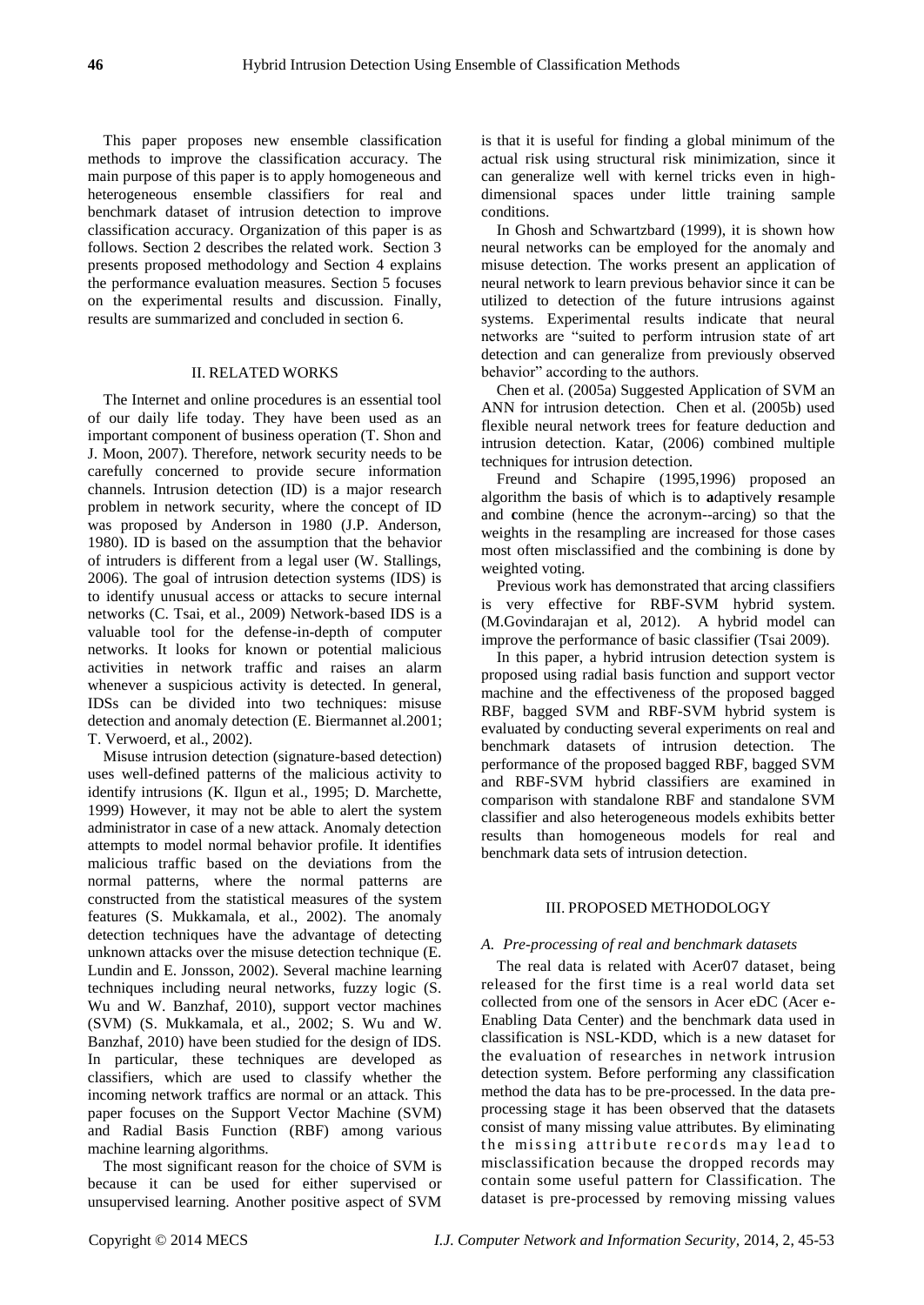This paper proposes new ensemble classification methods to improve the classification accuracy. The main purpose of this paper is to apply homogeneous and heterogeneous ensemble classifiers for real and benchmark dataset of intrusion detection to improve classification accuracy. Organization of this paper is as follows. Section 2 describes the related work. Section 3 presents proposed methodology and Section 4 explains the performance evaluation measures. Section 5 focuses on the experimental results and discussion. Finally, results are summarized and concluded in section 6.

## II. RELATED WORKS

The Internet and online procedures is an essential tool of our daily life today. They have been used as an important component of business operation (T. Shon and J. Moon, 2007). Therefore, network security needs to be carefully concerned to provide secure information channels. Intrusion detection (ID) is a major research problem in network security, where the concept of ID was proposed by Anderson in 1980 (J.P. Anderson, 1980). ID is based on the assumption that the behavior of intruders is different from a legal user (W. Stallings, 2006). The goal of intrusion detection systems (IDS) is to identify unusual access or attacks to secure internal networks (C. Tsai, et al., 2009) Network-based IDS is a valuable tool for the defense-in-depth of computer networks. It looks for known or potential malicious activities in network traffic and raises an alarm whenever a suspicious activity is detected. In general, IDSs can be divided into two techniques: misuse detection and anomaly detection (E. Biermannet al.2001; T. Verwoerd, et al., 2002).

Misuse intrusion detection (signature-based detection) uses well-defined patterns of the malicious activity to identify intrusions (K. Ilgun et al., 1995; D. Marchette, 1999) However, it may not be able to alert the system administrator in case of a new attack. Anomaly detection attempts to model normal behavior profile. It identifies malicious traffic based on the deviations from the normal patterns, where the normal patterns are constructed from the statistical measures of the system features (S. Mukkamala, et al., 2002). The anomaly detection techniques have the advantage of detecting unknown attacks over the misuse detection technique (E. Lundin and E. Jonsson, 2002). Several machine learning techniques including neural networks, fuzzy logic (S. Wu and W. Banzhaf, 2010), support vector machines (SVM) (S. Mukkamala, et al., 2002; S. Wu and W. Banzhaf, 2010) have been studied for the design of IDS. In particular, these techniques are developed as classifiers, which are used to classify whether the incoming network traffics are normal or an attack. This paper focuses on the Support Vector Machine (SVM) and Radial Basis Function (RBF) among various machine learning algorithms.

The most significant reason for the choice of SVM is because it can be used for either supervised or unsupervised learning. Another positive aspect of SVM is that it is useful for finding a global minimum of the actual risk using structural risk minimization, since it can generalize well with kernel tricks even in high-dimensional spaces under little training sample conditions.

In Ghosh and Schwartzbard (1999), it is shown how neural networks can be employed for the anomaly and misuse detection. The works present an application of neural network to learn previous behavior since it can be utilized to detection of the future intrusions against systems. Experimental results indicate that neural networks are "suited to perform intrusion state of art detection and can generalize from previously observed behavior" according to the authors.

Chen et al. (2005a) Suggested Application of SVM an ANN for intrusion detection. Chen et al. (2005b) used flexible neural network trees for feature deduction and intrusion detection. Katar, (2006) combined multiple techniques for intrusion detection.

Freund and Schapire (1995,1996) proposed an algorithm the basis of which is to **a**daptively **r**esample and **c**ombine (hence the acronym--arcing) so that the weights in the resampling are increased for those cases most often misclassified and the combining is done by weighted voting.

Previous work has demonstrated that arcing classifiers is very effective for RBF-SVM hybrid system. (M.Govindarajan et al, 2012). A hybrid model can improve the performance of basic classifier (Tsai 2009).

In this paper, a hybrid intrusion detection system is proposed using radial basis function and support vector machine and the effectiveness of the proposed bagged RBF, bagged SVM and RBF-SVM hybrid system is evaluated by conducting several experiments on real and benchmark datasets of intrusion detection. The performance of the proposed bagged RBF, bagged SVM and RBF-SVM hybrid classifiers are examined in comparison with standalone RBF and standalone SVM classifier and also heterogeneous models exhibits better results than homogeneous models for real and benchmark data sets of intrusion detection.

## III. PROPOSED METHODOLOGY

### *A. Pre-processing of real and benchmark datasets*

The real data is related with Acer07 dataset, being released for the first time is a real world data set collected from one of the sensors in Acer eDC (Acer e-Enabling Data Center) and the benchmark data used in classification is NSL-KDD, which is a new dataset for the evaluation of researches in network intrusion detection system. Before performing any classification method the data has to be pre-processed. In the data pre-processing stage it has been observed that the datasets consist of many missing value attributes. By eliminating the missing attribute records may lead to misclassification because the dropped records may contain some useful pattern for Classification. The dataset is pre-processed by removing missing values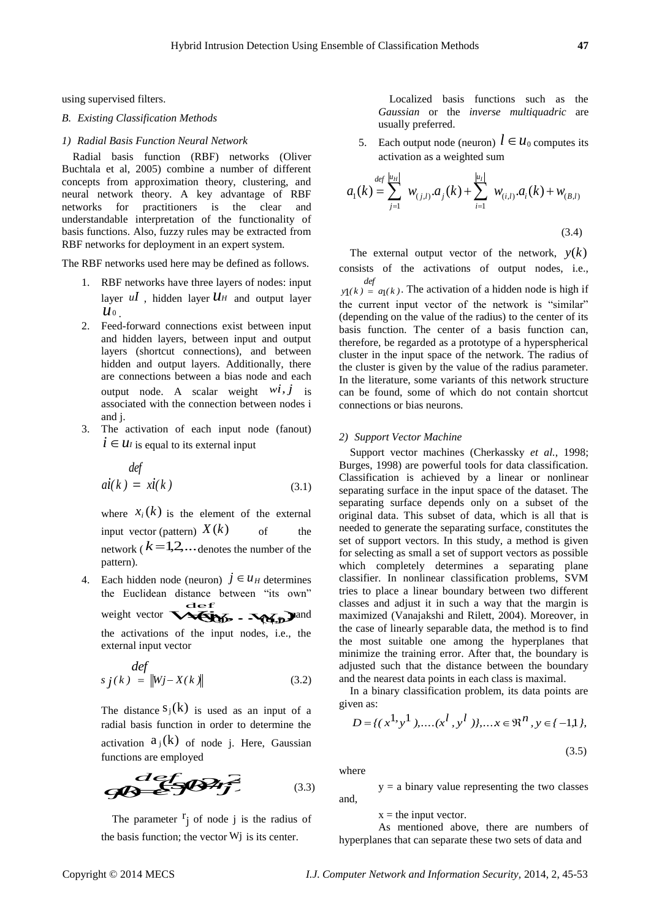using supervised filters.

### *B. Existing Classification Methods*

#### *1) Radial Basis Function Neural Network*

Radial basis function (RBF) networks (Oliver Buchtala et al, 2005) combine a number of different concepts from approximation theory, clustering, and neural network theory. A key advantage of RBF networks for practitioners is the clear and understandable interpretation of the functionality of basis functions. Also, fuzzy rules may be extracted from RBF networks for deployment in an expert system.

The RBF networks used here may be defined as follows.

1. RBF networks have three layers of nodes: input layer $u_I$, hidden layer $u_H$ and output layer $u_0$.
2. Feed-forward connections exist between input and hidden layers, between input and output layers (shortcut connections), and between hidden and output layers. Additionally, there are connections between a bias node and each output node. A scalar weight $w_{i,j}$ is associated with the connection between nodes i and j.
3. The activation of each input node (fanout) $i \in u_I$ is equal to its external input

$$a_i(k) \overset{def}{=} x_i(k) \tag{3.1}$$

where $x_i(k)$ is the element of the external input vector (pattern) $X(k)$ of the network ($k = 1, 2, \ldots$ denotes the number of the pattern).

4. Each hidden node (neuron) $j \in u_H$ determines the Euclidean distance between "its own" weight vector $W_j \overset{def}{=} (w_{(1,j)}, \ldots, w_{(u_I,j)})$ and the activations of the input nodes, i.e., the external input vector

$$s_j(k) \overset{def}{=} \| W_j - X(k) \| \tag{3.2}$$

The distance $s_j(k)$ is used as an input of a radial basis function in order to determine the activation $a_j(k)$ of node j. Here, Gaussian functions are employed

$$a_j(k) \overset{def}{=} e^{-\frac{s_j(k)^2}{r_j^2}} \tag{3.3}$$

The parameter $r_j$ of node j is the radius of the basis function; the vector $W_j$ is its center.

Localized basis functions such as the *Gaussian* or the *inverse multiquadric* are usually preferred.

5. Each output node (neuron) $l \in u_0$ computes its activation as a weighted sum

$$a_1(k) \overset{def}{=} \sum_{j=1}^{|u_H|} w_{(j,l)} . a_j(k) + \sum_{i=1}^{|u_I|} w_{(i,l)} . a_i(k) + w_{(B,l)} \tag{3.4}$$

The external output vector of the network, $y(k)$ consists of the activations of output nodes, i.e., $y_1(k) \overset{def}{=} a_1(k)$. The activation of a hidden node is high if the current input vector of the network is "similar" (depending on the value of the radius) to the center of its basis function. The center of a basis function can, therefore, be regarded as a prototype of a hyperspherical cluster in the input space of the network. The radius of the cluster is given by the value of the radius parameter. In the literature, some variants of this network structure can be found, some of which do not contain shortcut connections or bias neurons.

#### *2) Support Vector Machine*

Support vector machines (Cherkassky *et al.*, 1998; Burges, 1998) are powerful tools for data classification. Classification is achieved by a linear or nonlinear separating surface in the input space of the dataset. The separating surface depends only on a subset of the original data. This subset of data, which is all that is needed to generate the separating surface, constitutes the set of support vectors. In this study, a method is given for selecting as small a set of support vectors as possible which completely determines a separating plane classifier. In nonlinear classification problems, SVM tries to place a linear boundary between two different classes and adjust it in such a way that the margin is maximized (Vanajakshi and Rilett, 2004). Moreover, in the case of linearly separable data, the method is to find the most suitable one among the hyperplanes that minimize the training error. After that, the boundary is adjusted such that the distance between the boundary and the nearest data points in each class is maximal.

In a binary classification problem, its data points are given as:

$$D = \{(x^1, y^1), \ldots, (x^l, y^l)\}, \ldots x \in \Re^n, y \in \{-1, 1\}, \tag{3.5}$$

where

y = a binary value representing the two classes and,

x = the input vector.

As mentioned above, there are numbers of hyperplanes that can separate these two sets of data and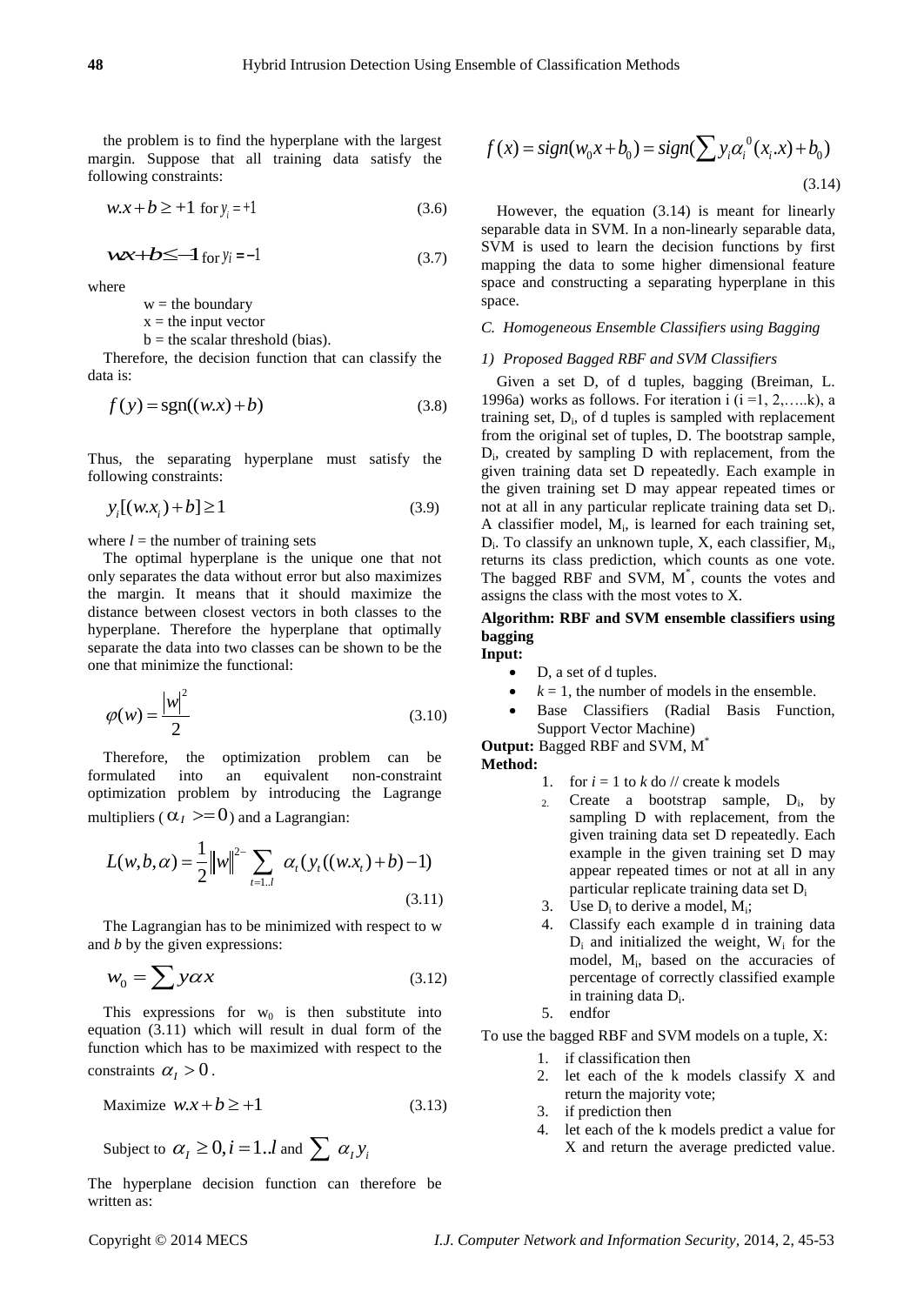the problem is to find the hyperplane with the largest margin. Suppose that all training data satisfy the following constraints:

$$w.x + b \geq +1 \text{ for } y_i = +1 \tag{3.6}$$

$$wx + b \leq -1 \text{ for } y_i = -1 \tag{3.7}$$

where

w = the boundary

x = the input vector

b = the scalar threshold (bias).

Therefore, the decision function that can classify the data is:

$$f(y) = \text{sgn}((w.x) + b) \tag{3.8}$$

Thus, the separating hyperplane must satisfy the following constraints:

$$y_i[(w.x_i) + b] \geq 1 \tag{3.9}$$

where $l$ = the number of training sets

The optimal hyperplane is the unique one that not only separates the data without error but also maximizes the margin. It means that it should maximize the distance between closest vectors in both classes to the hyperplane. Therefore the hyperplane that optimally separate the data into two classes can be shown to be the one that minimize the functional:

$$\varphi(w) = \frac{|w|^2}{2} \tag{3.10}$$

Therefore, the optimization problem can be formulated into an equivalent non-constraint optimization problem by introducing the Lagrange multipliers ($\alpha_I >= 0$) and a Lagrangian:

$$L(w,b,\alpha) = \frac{1}{2}\|w\|^{2-} \sum_{t=1..l} \alpha_t(y_t((w.x_t) + b) - 1) \tag{3.11}$$

The Lagrangian has to be minimized with respect to w and $b$ by the given expressions:

$$w_0 = \sum y\alpha x \tag{3.12}$$

This expressions for $w_0$ is then substitute into equation (3.11) which will result in dual form of the function which has to be maximized with respect to the constraints $\alpha_I > 0$.

$$\text{Maximize } w.x + b \geq +1 \tag{3.13}$$

$$\text{Subject to } \alpha_I \geq 0, i = 1..l \text{ and } \sum \alpha_I y_i$$

The hyperplane decision function can therefore be written as:

$$f(x) = sign(w_0 x + b_0) = sign(\sum y_i \alpha_i^0 (x_i.x) + b_0) \tag{3.14}$$

However, the equation (3.14) is meant for linearly separable data in SVM. In a non-linearly separable data, SVM is used to learn the decision functions by first mapping the data to some higher dimensional feature space and constructing a separating hyperplane in this space.

### *C. Homogeneous Ensemble Classifiers using Bagging*

#### *1) Proposed Bagged RBF and SVM Classifiers*

Given a set D, of d tuples, bagging (Breiman, L. 1996a) works as follows. For iteration i (i =1, 2,…..k), a training set, $D_i$, of d tuples is sampled with replacement from the original set of tuples, D. The bootstrap sample, $D_i$, created by sampling D with replacement, from the given training data set D repeatedly. Each example in the given training set D may appear repeated times or not at all in any particular replicate training data set $D_i$. A classifier model, $M_i$, is learned for each training set, $D_i$. To classify an unknown tuple, X, each classifier, $M_i$, returns its class prediction, which counts as one vote. The bagged RBF and SVM, $M^*$, counts the votes and assigns the class with the most votes to X.

**Algorithm: RBF and SVM ensemble classifiers using bagging**

**Input:**

- D, a set of d tuples.
- $k$ = 1, the number of models in the ensemble.
- Base Classifiers (Radial Basis Function, Support Vector Machine)

**Output:** Bagged RBF and SVM, $M^*$

**Method:**

1. for $i$ = 1 to $k$ do // create k models
2. Create a bootstrap sample, $D_i$, by sampling D with replacement, from the given training data set D repeatedly. Each example in the given training set D may appear repeated times or not at all in any particular replicate training data set $D_i$
3. Use $D_i$ to derive a model, $M_i$;
4. Classify each example d in training data $D_i$ and initialized the weight, $W_i$ for the model, $M_i$, based on the accuracies of percentage of correctly classified example in training data $D_i$.
5. endfor

To use the bagged RBF and SVM models on a tuple, X:

1. if classification then
2. let each of the k models classify X and return the majority vote;
3. if prediction then
4. let each of the k models predict a value for X and return the average predicted value.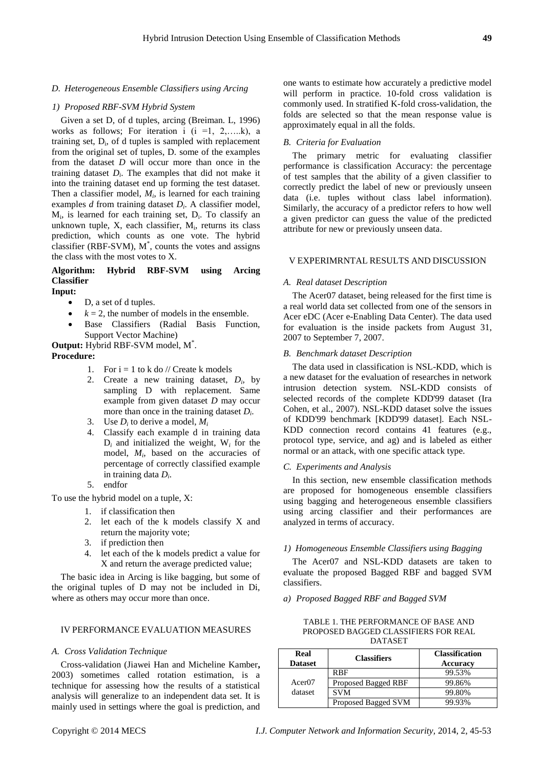### D. Heterogeneous Ensemble Classifiers using Arcing

#### 1) Proposed RBF-SVM Hybrid System

Given a set D, of d tuples, arcing (Breiman. L, 1996) works as follows; For iteration i (i =1, 2,…..k), a training set, $D_i$, of d tuples is sampled with replacement from the original set of tuples, D. some of the examples from the dataset *D* will occur more than once in the training dataset $D_i$. The examples that did not make it into the training dataset end up forming the test dataset. Then a classifier model, $M_i$, is learned for each training examples *d* from training dataset $D_i$. A classifier model, $M_i$, is learned for each training set, $D_i$. To classify an unknown tuple, X, each classifier, $M_i$, returns its class prediction, which counts as one vote. The hybrid classifier (RBF-SVM), $M^*$, counts the votes and assigns the class with the most votes to X.

**Algorithm: Hybrid RBF-SVM using Arcing Classifier**

**Input:**

- D, a set of d tuples.
- $k = 2$, the number of models in the ensemble.
- Base Classifiers (Radial Basis Function, Support Vector Machine)

**Output:** Hybrid RBF-SVM model, $M^*$.

**Procedure:**

1. For i = 1 to k do // Create k models
2. Create a new training dataset, $D_i$, by sampling D with replacement. Same example from given dataset *D* may occur more than once in the training dataset $D_i$.
3. Use $D_i$ to derive a model, $M_i$
4. Classify each example d in training data $D_i$ and initialized the weight, $W_i$ for the model, $M_i$, based on the accuracies of percentage of correctly classified example in training data $D_i$.
5. endfor

To use the hybrid model on a tuple, X:

1. if classification then
2. let each of the k models classify X and return the majority vote;
3. if prediction then
4. let each of the k models predict a value for X and return the average predicted value;

The basic idea in Arcing is like bagging, but some of the original tuples of D may not be included in Di, where as others may occur more than once.

## IV PERFORMANCE EVALUATION MEASURES

### A. Cross Validation Technique

Cross-validation (Jiawei Han and Micheline Kamber**,** 2003) sometimes called rotation estimation, is a technique for assessing how the results of a statistical analysis will generalize to an independent data set. It is mainly used in settings where the goal is prediction, and one wants to estimate how accurately a predictive model will perform in practice. 10-fold cross validation is commonly used. In stratified K-fold cross-validation, the folds are selected so that the mean response value is approximately equal in all the folds.

### B. Criteria for Evaluation

The primary metric for evaluating classifier performance is classification Accuracy: the percentage of test samples that the ability of a given classifier to correctly predict the label of new or previously unseen data (i.e. tuples without class label information). Similarly, the accuracy of a predictor refers to how well a given predictor can guess the value of the predicted attribute for new or previously unseen data.

## V EXPERIMRNTAL RESULTS AND DISCUSSION

### A. Real dataset Description

The Acer07 dataset, being released for the first time is a real world data set collected from one of the sensors in Acer eDC (Acer e-Enabling Data Center). The data used for evaluation is the inside packets from August 31, 2007 to September 7, 2007.

### B. Benchmark dataset Description

The data used in classification is NSL-KDD, which is a new dataset for the evaluation of researches in network intrusion detection system. NSL-KDD consists of selected records of the complete KDD'99 dataset (Ira Cohen, et al., 2007). NSL-KDD dataset solve the issues of KDD'99 benchmark [KDD'99 dataset]. Each NSL-KDD connection record contains 41 features (e.g., protocol type, service, and ag) and is labeled as either normal or an attack, with one specific attack type.

### C. Experiments and Analysis

In this section, new ensemble classification methods are proposed for homogeneous ensemble classifiers using bagging and heterogeneous ensemble classifiers using arcing classifier and their performances are analyzed in terms of accuracy.

#### 1) Homogeneous Ensemble Classifiers using Bagging

The Acer07 and NSL-KDD datasets are taken to evaluate the proposed Bagged RBF and bagged SVM classifiers.

*a) Proposed Bagged RBF and Bagged SVM*

TABLE 1. THE PERFORMANCE OF BASE AND PROPOSED BAGGED CLASSIFIERS FOR REAL DATASET

| Real Dataset | Classifiers | Classification Accuracy |
|---|---|---|
| Acer07 dataset | RBF | 99.53% |
| | Proposed Bagged RBF | 99.86% |
| | SVM | 99.80% |
| | Proposed Bagged SVM | 99.93% |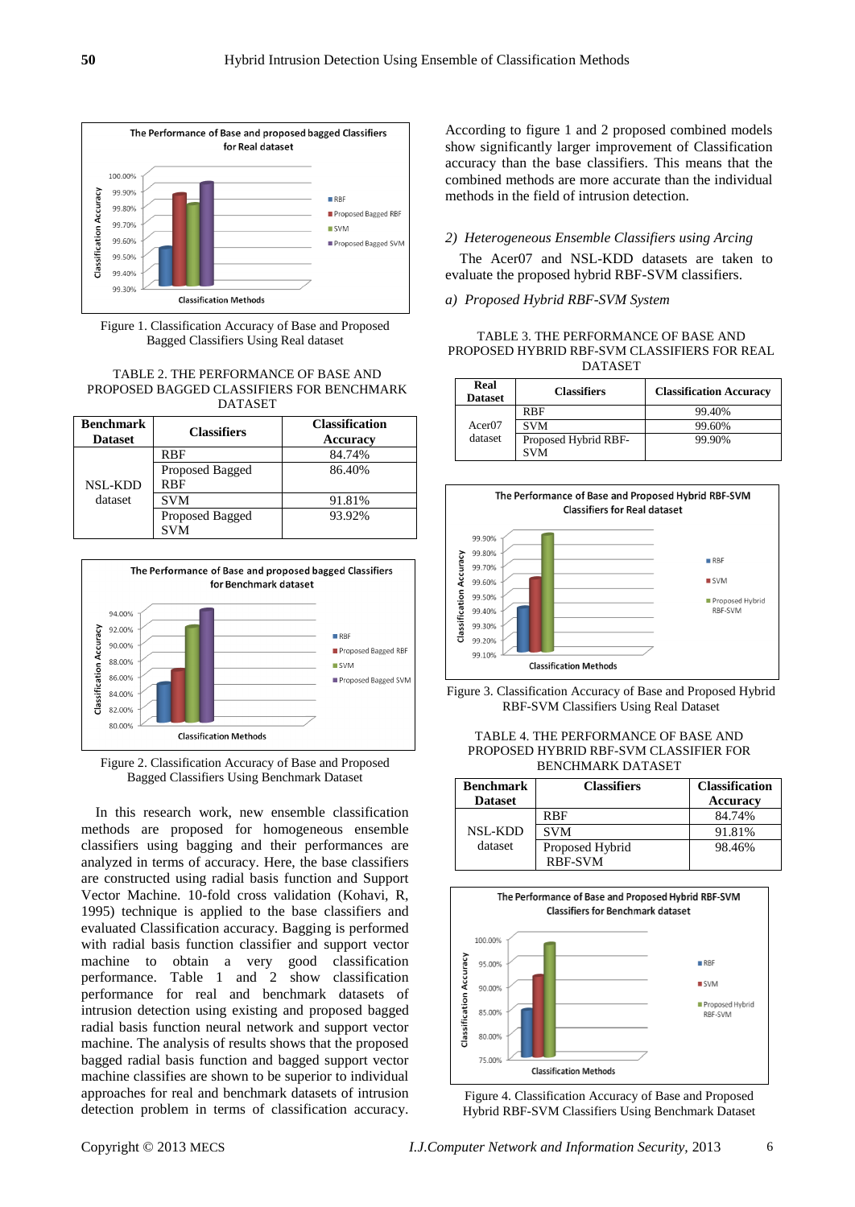Figure 1. Classification Accuracy of Base and Proposed Bagged Classifiers Using Real dataset

TABLE 2. THE PERFORMANCE OF BASE AND PROPOSED BAGGED CLASSIFIERS FOR BENCHMARK DATASET

| Benchmark Dataset | Classifiers | Classification Accuracy |
|---|---|---|
| NSL-KDD dataset | RBF | 84.74% |
| | Proposed Bagged RBF | 86.40% |
| | SVM | 91.81% |
| | Proposed Bagged SVM | 93.92% |

Figure 2. Classification Accuracy of Base and Proposed Bagged Classifiers Using Benchmark Dataset

In this research work, new ensemble classification methods are proposed for homogeneous ensemble classifiers using bagging and their performances are analyzed in terms of accuracy. Here, the base classifiers are constructed using radial basis function and Support Vector Machine. 10-fold cross validation (Kohavi, R, 1995) technique is applied to the base classifiers and evaluated Classification accuracy. Bagging is performed with radial basis function classifier and support vector machine to obtain a very good classification performance. Table 1 and 2 show classification performance for real and benchmark datasets of intrusion detection using existing and proposed bagged radial basis function neural network and support vector machine. The analysis of results shows that the proposed bagged radial basis function and bagged support vector machine classifies are shown to be superior to individual approaches for real and benchmark datasets of intrusion detection problem in terms of classification accuracy.

According to figure 1 and 2 proposed combined models show significantly larger improvement of Classification accuracy than the base classifiers. This means that the combined methods are more accurate than the individual methods in the field of intrusion detection.

*2) Heterogeneous Ensemble Classifiers using Arcing*

The Acer07 and NSL-KDD datasets are taken to evaluate the proposed hybrid RBF-SVM classifiers.

*a) Proposed Hybrid RBF-SVM System*

TABLE 3. THE PERFORMANCE OF BASE AND PROPOSED HYBRID RBF-SVM CLASSIFIERS FOR REAL DATASET

| Real Dataset | Classifiers | Classification Accuracy |
|---|---|---|
| Acer07 dataset | RBF | 99.40% |
| | SVM | 99.60% |
| | Proposed Hybrid RBF-SVM | 99.90% |

Figure 3. Classification Accuracy of Base and Proposed Hybrid RBF-SVM Classifiers Using Real Dataset

TABLE 4. THE PERFORMANCE OF BASE AND PROPOSED HYBRID RBF-SVM CLASSIFIER FOR BENCHMARK DATASET

| Benchmark Dataset | Classifiers | Classification Accuracy |
|---|---|---|
| NSL-KDD dataset | RBF | 84.74% |
| | SVM | 91.81% |
| | Proposed Hybrid RBF-SVM | 98.46% |

Figure 4. Classification Accuracy of Base and Proposed Hybrid RBF-SVM Classifiers Using Benchmark Dataset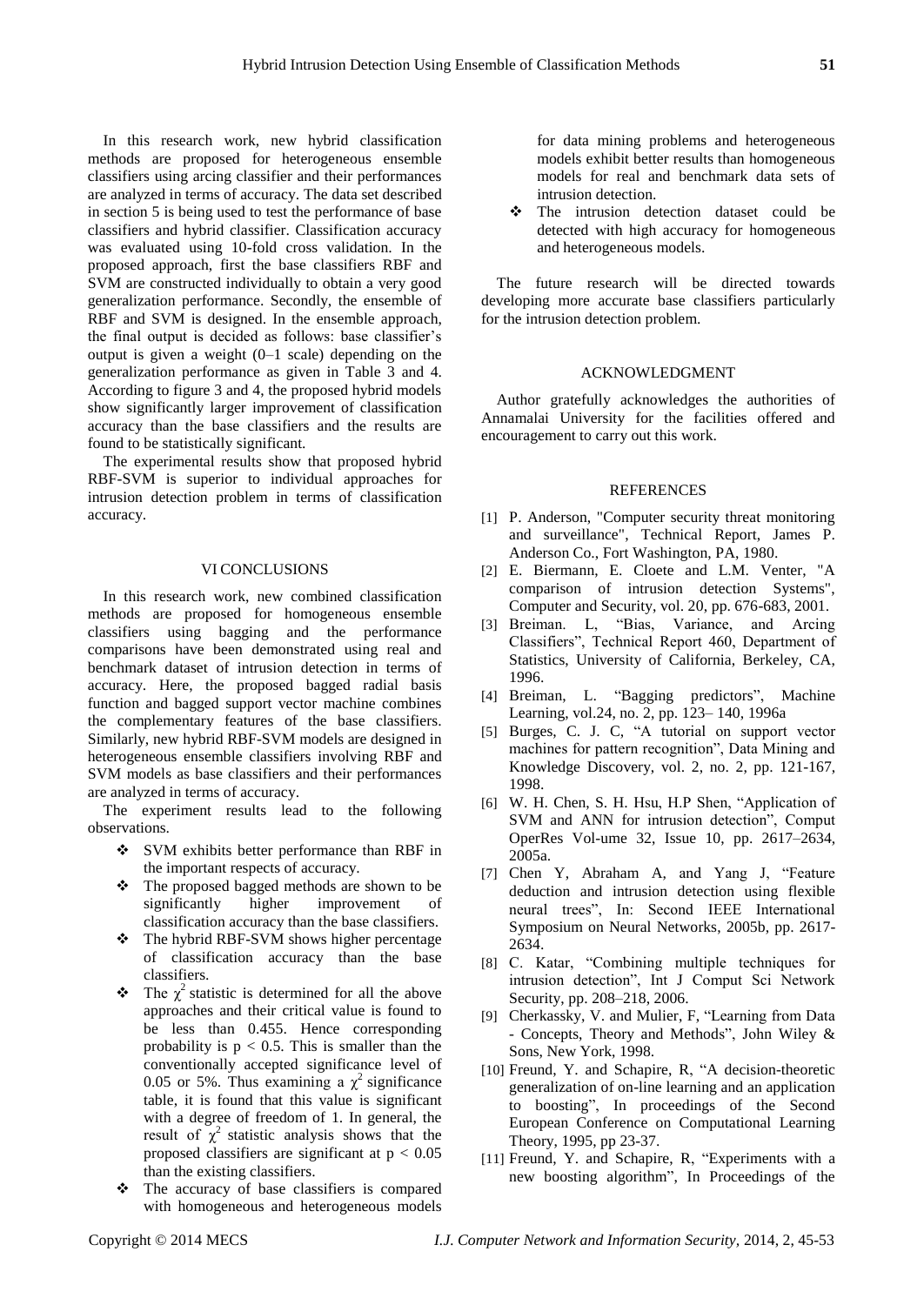In this research work, new hybrid classification methods are proposed for heterogeneous ensemble classifiers using arcing classifier and their performances are analyzed in terms of accuracy. The data set described in section 5 is being used to test the performance of base classifiers and hybrid classifier. Classification accuracy was evaluated using 10-fold cross validation. In the proposed approach, first the base classifiers RBF and SVM are constructed individually to obtain a very good generalization performance. Secondly, the ensemble of RBF and SVM is designed. In the ensemble approach, the final output is decided as follows: base classifier's output is given a weight (0–1 scale) depending on the generalization performance as given in Table 3 and 4. According to figure 3 and 4, the proposed hybrid models show significantly larger improvement of classification accuracy than the base classifiers and the results are found to be statistically significant.

The experimental results show that proposed hybrid RBF-SVM is superior to individual approaches for intrusion detection problem in terms of classification accuracy.

## VI CONCLUSIONS

In this research work, new combined classification methods are proposed for homogeneous ensemble classifiers using bagging and the performance comparisons have been demonstrated using real and benchmark dataset of intrusion detection in terms of accuracy. Here, the proposed bagged radial basis function and bagged support vector machine combines the complementary features of the base classifiers. Similarly, new hybrid RBF-SVM models are designed in heterogeneous ensemble classifiers involving RBF and SVM models as base classifiers and their performances are analyzed in terms of accuracy.

The experiment results lead to the following observations.

- SVM exhibits better performance than RBF in the important respects of accuracy.
- The proposed bagged methods are shown to be significantly higher improvement of classification accuracy than the base classifiers.
- The hybrid RBF-SVM shows higher percentage of classification accuracy than the base classifiers.
- The $\chi^2$ statistic is determined for all the above approaches and their critical value is found to be less than 0.455. Hence corresponding probability is $p < 0.5$. This is smaller than the conventionally accepted significance level of 0.05 or 5%. Thus examining a $\chi^2$ significance table, it is found that this value is significant with a degree of freedom of 1. In general, the result of $\chi^2$ statistic analysis shows that the proposed classifiers are significant at $p < 0.05$ than the existing classifiers.
- The accuracy of base classifiers is compared with homogeneous and heterogeneous models for data mining problems and heterogeneous models exhibit better results than homogeneous models for real and benchmark data sets of intrusion detection.
- The intrusion detection dataset could be detected with high accuracy for homogeneous and heterogeneous models.

The future research will be directed towards developing more accurate base classifiers particularly for the intrusion detection problem.

## ACKNOWLEDGMENT

Author gratefully acknowledges the authorities of Annamalai University for the facilities offered and encouragement to carry out this work.

## REFERENCES

[1] P. Anderson, "Computer security threat monitoring and surveillance", Technical Report, James P. Anderson Co., Fort Washington, PA, 1980.

[2] E. Biermann, E. Cloete and L.M. Venter, "A comparison of intrusion detection Systems", Computer and Security, vol. 20, pp. 676-683, 2001.

[3] Breiman. L, "Bias, Variance, and Arcing Classifiers", Technical Report 460, Department of Statistics, University of California, Berkeley, CA, 1996.

[4] Breiman, L. "Bagging predictors", Machine Learning, vol.24, no. 2, pp. 123– 140, 1996a

[5] Burges, C. J. C, "A tutorial on support vector machines for pattern recognition", Data Mining and Knowledge Discovery, vol. 2, no. 2, pp. 121-167, 1998.

[6] W. H. Chen, S. H. Hsu, H.P Shen, "Application of SVM and ANN for intrusion detection", Comput OperRes Vol-ume 32, Issue 10, pp. 2617–2634, 2005a.

[7] Chen Y, Abraham A, and Yang J, "Feature deduction and intrusion detection using flexible neural trees", In: Second IEEE International Symposium on Neural Networks, 2005b, pp. 2617-2634.

[8] C. Katar, "Combining multiple techniques for intrusion detection", Int J Comput Sci Network Security, pp. 208–218, 2006.

[9] Cherkassky, V. and Mulier, F, "Learning from Data - Concepts, Theory and Methods", John Wiley & Sons, New York, 1998.

[10] Freund, Y. and Schapire, R, "A decision-theoretic generalization of on-line learning and an application to boosting", In proceedings of the Second European Conference on Computational Learning Theory, 1995, pp 23-37.

[11] Freund, Y. and Schapire, R, "Experiments with a new boosting algorithm", In Proceedings of the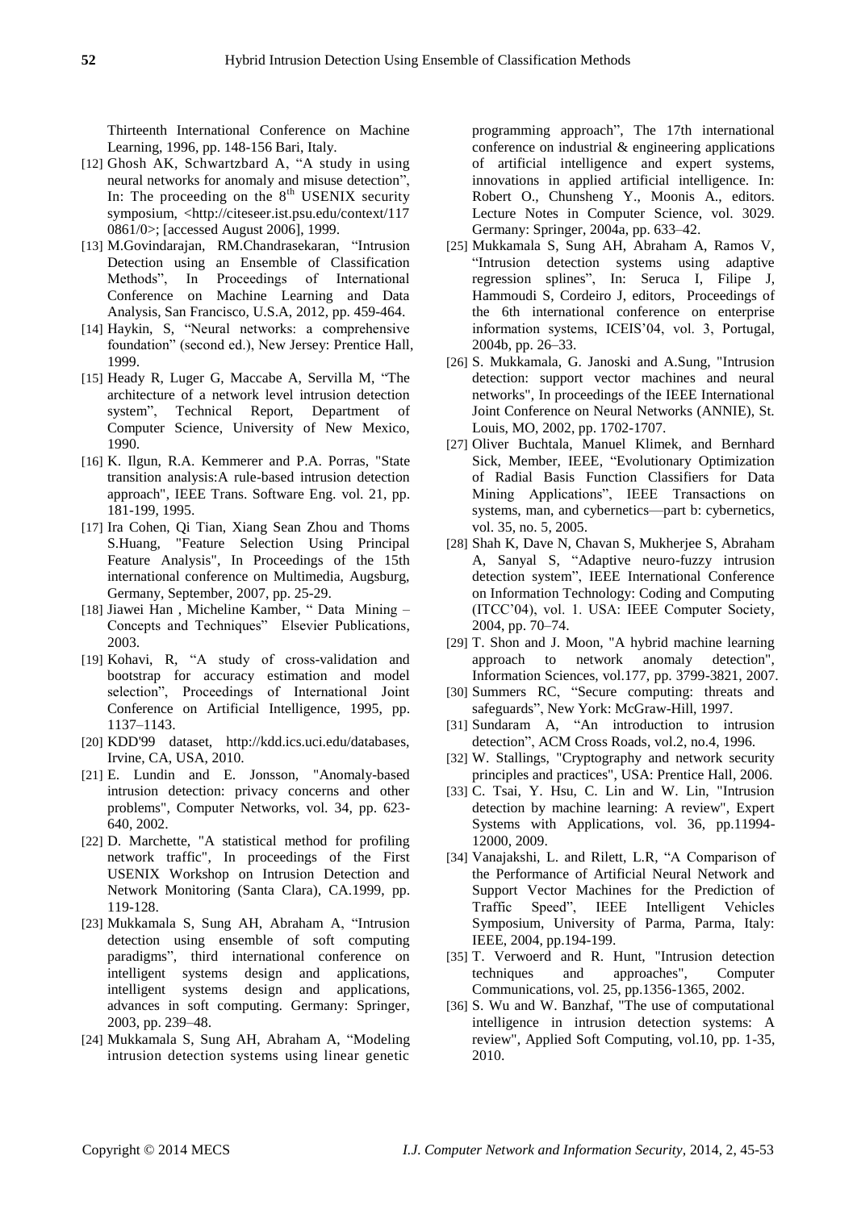Thirteenth International Conference on Machine Learning, 1996, pp. 148-156 Bari, Italy.

[12] Ghosh AK, Schwartzbard A, "A study in using neural networks for anomaly and misuse detection", In: The proceeding on the 8th USENIX security symposium, <http://citeseer.ist.psu.edu/context/117 0861/0>; [accessed August 2006], 1999.

[13] M.Govindarajan, RM.Chandrasekaran, "Intrusion Detection using an Ensemble of Classification Methods", In Proceedings of International Conference on Machine Learning and Data Analysis, San Francisco, U.S.A, 2012, pp. 459-464.

[14] Haykin, S, "Neural networks: a comprehensive foundation" (second ed.), New Jersey: Prentice Hall, 1999.

[15] Heady R, Luger G, Maccabe A, Servilla M, "The architecture of a network level intrusion detection system", Technical Report, Department of Computer Science, University of New Mexico, 1990.

[16] K. Ilgun, R.A. Kemmerer and P.A. Porras, "State transition analysis:A rule-based intrusion detection approach", IEEE Trans. Software Eng. vol. 21, pp. 181-199, 1995.

[17] Ira Cohen, Qi Tian, Xiang Sean Zhou and Thoms S.Huang, "Feature Selection Using Principal Feature Analysis", In Proceedings of the 15th international conference on Multimedia, Augsburg, Germany, September, 2007, pp. 25-29.

[18] Jiawei Han , Micheline Kamber, " Data Mining – Concepts and Techniques" Elsevier Publications, 2003.

[19] Kohavi, R, "A study of cross-validation and bootstrap for accuracy estimation and model selection", Proceedings of International Joint Conference on Artificial Intelligence, 1995, pp. 1137–1143.

[20] KDD'99 dataset, http://kdd.ics.uci.edu/databases, Irvine, CA, USA, 2010.

[21] E. Lundin and E. Jonsson, "Anomaly-based intrusion detection: privacy concerns and other problems", Computer Networks, vol. 34, pp. 623-640, 2002.

[22] D. Marchette, "A statistical method for profiling network traffic", In proceedings of the First USENIX Workshop on Intrusion Detection and Network Monitoring (Santa Clara), CA.1999, pp. 119-128.

[23] Mukkamala S, Sung AH, Abraham A, "Intrusion detection using ensemble of soft computing paradigms", third international conference on intelligent systems design and applications, intelligent systems design and applications, advances in soft computing. Germany: Springer, 2003, pp. 239–48.

[24] Mukkamala S, Sung AH, Abraham A, "Modeling intrusion detection systems using linear genetic programming approach", The 17th international conference on industrial & engineering applications of artificial intelligence and expert systems, innovations in applied artificial intelligence. In: Robert O., Chunsheng Y., Moonis A., editors. Lecture Notes in Computer Science, vol. 3029. Germany: Springer, 2004a, pp. 633–42.

[25] Mukkamala S, Sung AH, Abraham A, Ramos V, "Intrusion detection systems using adaptive regression splines", In: Seruca I, Filipe J, Hammoudi S, Cordeiro J, editors, Proceedings of the 6th international conference on enterprise information systems, ICEIS'04, vol. 3, Portugal, 2004b, pp. 26–33.

[26] S. Mukkamala, G. Janoski and A.Sung, "Intrusion detection: support vector machines and neural networks", In proceedings of the IEEE International Joint Conference on Neural Networks (ANNIE), St. Louis, MO, 2002, pp. 1702-1707.

[27] Oliver Buchtala, Manuel Klimek, and Bernhard Sick, Member, IEEE, "Evolutionary Optimization of Radial Basis Function Classifiers for Data Mining Applications", IEEE Transactions on systems, man, and cybernetics—part b: cybernetics, vol. 35, no. 5, 2005.

[28] Shah K, Dave N, Chavan S, Mukherjee S, Abraham A, Sanyal S, "Adaptive neuro-fuzzy intrusion detection system", IEEE International Conference on Information Technology: Coding and Computing (ITCC'04), vol. 1. USA: IEEE Computer Society, 2004, pp. 70–74.

[29] T. Shon and J. Moon, "A hybrid machine learning approach to network anomaly detection", Information Sciences, vol.177, pp. 3799-3821, 2007.

[30] Summers RC, "Secure computing: threats and safeguards", New York: McGraw-Hill, 1997.

[31] Sundaram A, "An introduction to intrusion detection", ACM Cross Roads, vol.2, no.4, 1996.

[32] W. Stallings, "Cryptography and network security principles and practices", USA: Prentice Hall, 2006.

[33] C. Tsai, Y. Hsu, C. Lin and W. Lin, "Intrusion detection by machine learning: A review", Expert Systems with Applications, vol. 36, pp.11994-12000, 2009.

[34] Vanajakshi, L. and Rilett, L.R, "A Comparison of the Performance of Artificial Neural Network and Support Vector Machines for the Prediction of Traffic Speed", IEEE Intelligent Vehicles Symposium, University of Parma, Parma, Italy: IEEE, 2004, pp.194-199.

[35] T. Verwoerd and R. Hunt, "Intrusion detection techniques and approaches", Computer Communications, vol. 25, pp.1356-1365, 2002.

[36] S. Wu and W. Banzhaf, "The use of computational intelligence in intrusion detection systems: A review", Applied Soft Computing, vol.10, pp. 1-35, 2010.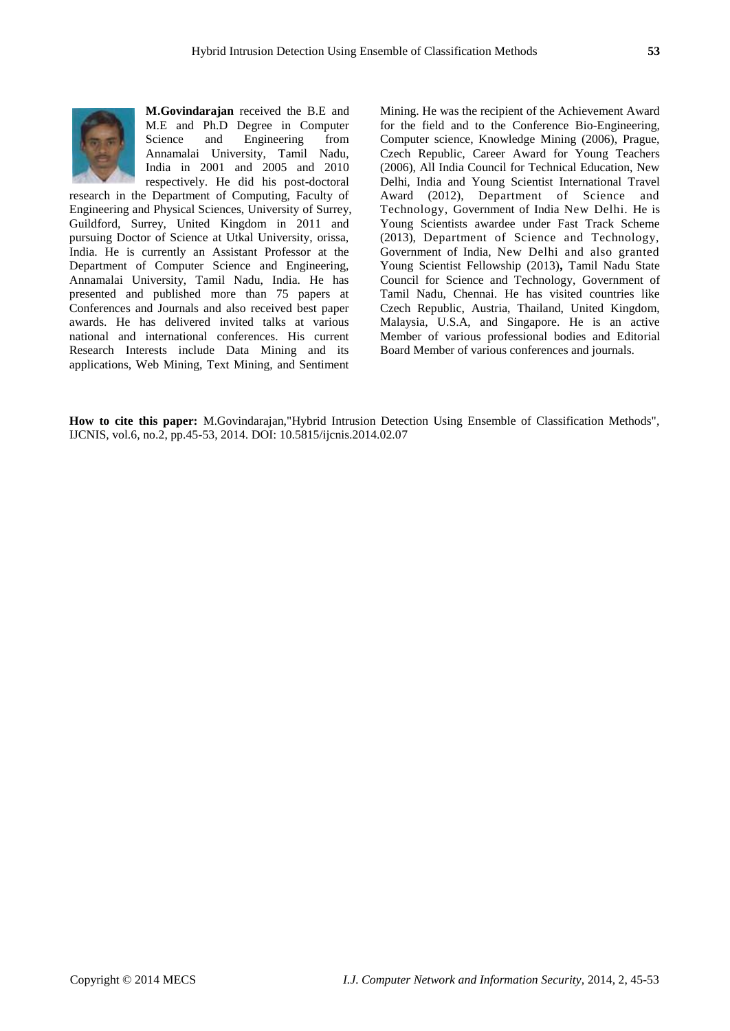**M.Govindarajan** received the B.E and M.E and Ph.D Degree in Computer Science and Engineering from Annamalai University, Tamil Nadu, India in 2001 and 2005 and 2010 respectively. He did his post-doctoral research in the Department of Computing, Faculty of Engineering and Physical Sciences, University of Surrey, Guildford, Surrey, United Kingdom in 2011 and pursuing Doctor of Science at Utkal University, orissa, India. He is currently an Assistant Professor at the Department of Computer Science and Engineering, Annamalai University, Tamil Nadu, India. He has presented and published more than 75 papers at Conferences and Journals and also received best paper awards. He has delivered invited talks at various national and international conferences. His current Research Interests include Data Mining and its applications, Web Mining, Text Mining, and Sentiment Mining. He was the recipient of the Achievement Award for the field and to the Conference Bio-Engineering, Computer science, Knowledge Mining (2006), Prague, Czech Republic, Career Award for Young Teachers (2006), All India Council for Technical Education, New Delhi, India and Young Scientist International Travel Award (2012), Department of Science and Technology, Government of India New Delhi. He is Young Scientists awardee under Fast Track Scheme (2013), Department of Science and Technology, Government of India, New Delhi and also granted Young Scientist Fellowship (2013)**,** Tamil Nadu State Council for Science and Technology, Government of Tamil Nadu, Chennai. He has visited countries like Czech Republic, Austria, Thailand, United Kingdom, Malaysia, U.S.A, and Singapore. He is an active Member of various professional bodies and Editorial Board Member of various conferences and journals.

**How to cite this paper:** M.Govindarajan,"Hybrid Intrusion Detection Using Ensemble of Classification Methods", IJCNIS, vol.6, no.2, pp.45-53, 2014. DOI: 10.5815/ijcnis.2014.02.07